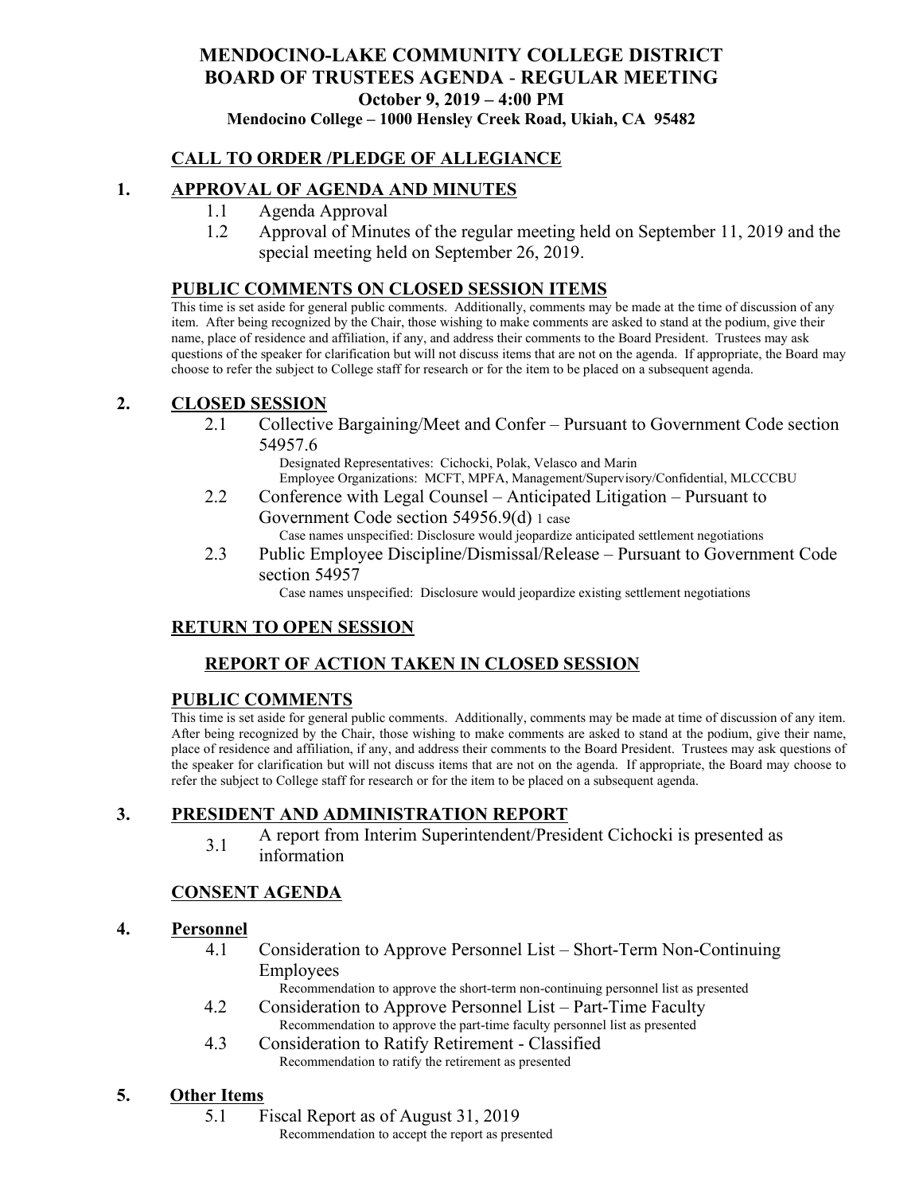# MENDOCINO-LAKE COMMUNITY COLLEGE DISTRICT
## BOARD OF TRUSTEES AGENDA - REGULAR MEETING
**October 9, 2019 – 4:00 PM**

**Mendocino College – 1000 Hensley Creek Road, Ukiah, CA 95482**

## CALL TO ORDER /PLEDGE OF ALLEGIANCE

## 1. APPROVAL OF AGENDA AND MINUTES

1.1 Agenda Approval

1.2 Approval of Minutes of the regular meeting held on September 11, 2019 and the special meeting held on September 26, 2019.

## PUBLIC COMMENTS ON CLOSED SESSION ITEMS

This time is set aside for general public comments. Additionally, comments may be made at the time of discussion of any item. After being recognized by the Chair, those wishing to make comments are asked to stand at the podium, give their name, place of residence and affiliation, if any, and address their comments to the Board President. Trustees may ask questions of the speaker for clarification but will not discuss items that are not on the agenda. If appropriate, the Board may choose to refer the subject to College staff for research or for the item to be placed on a subsequent agenda.

## 2. CLOSED SESSION

2.1 Collective Bargaining/Meet and Confer – Pursuant to Government Code section 54957.6

Designated Representatives: Cichocki, Polak, Velasco and Marin
Employee Organizations: MCFT, MPFA, Management/Supervisory/Confidential, MLCCCBU

2.2 Conference with Legal Counsel – Anticipated Litigation – Pursuant to Government Code section 54956.9(d) 1 case

Case names unspecified: Disclosure would jeopardize anticipated settlement negotiations

2.3 Public Employee Discipline/Dismissal/Release – Pursuant to Government Code section 54957

Case names unspecified: Disclosure would jeopardize existing settlement negotiations

## RETURN TO OPEN SESSION

### REPORT OF ACTION TAKEN IN CLOSED SESSION

## PUBLIC COMMENTS

This time is set aside for general public comments. Additionally, comments may be made at time of discussion of any item. After being recognized by the Chair, those wishing to make comments are asked to stand at the podium, give their name, place of residence and affiliation, if any, and address their comments to the Board President. Trustees may ask questions of the speaker for clarification but will not discuss items that are not on the agenda. If appropriate, the Board may choose to refer the subject to College staff for research or for the item to be placed on a subsequent agenda.

## 3. PRESIDENT AND ADMINISTRATION REPORT

3.1 A report from Interim Superintendent/President Cichocki is presented as information

## CONSENT AGENDA

## 4. Personnel

4.1 Consideration to Approve Personnel List – Short-Term Non-Continuing Employees

Recommendation to approve the short-term non-continuing personnel list as presented

4.2 Consideration to Approve Personnel List – Part-Time Faculty

Recommendation to approve the part-time faculty personnel list as presented

4.3 Consideration to Ratify Retirement - Classified

Recommendation to ratify the retirement as presented

## 5. Other Items

5.1 Fiscal Report as of August 31, 2019

Recommendation to accept the report as presented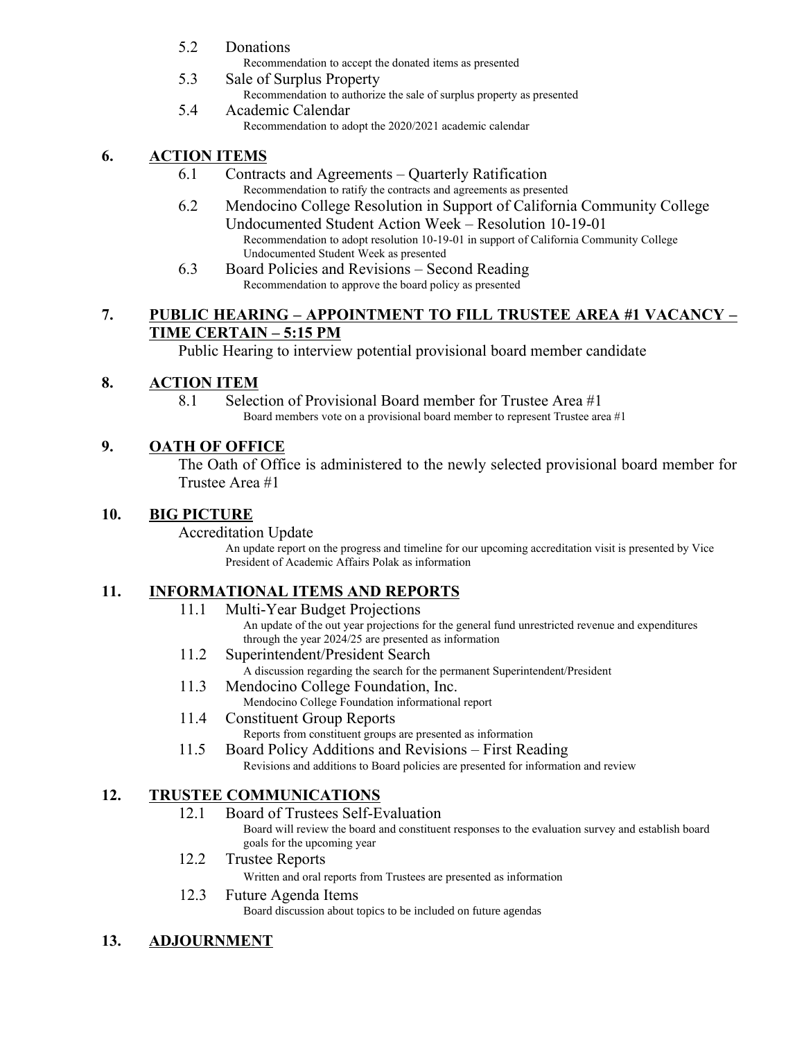5.2 Donations

Recommendation to accept the donated items as presented

5.3 Sale of Surplus Property

Recommendation to authorize the sale of surplus property as presented

5.4 Academic Calendar

Recommendation to adopt the 2020/2021 academic calendar

## 6. ACTION ITEMS

6.1 Contracts and Agreements – Quarterly Ratification

Recommendation to ratify the contracts and agreements as presented

6.2 Mendocino College Resolution in Support of California Community College Undocumented Student Action Week – Resolution 10-19-01

Recommendation to adopt resolution 10-19-01 in support of California Community College Undocumented Student Week as presented

6.3 Board Policies and Revisions – Second Reading

Recommendation to approve the board policy as presented

## 7. PUBLIC HEARING – APPOINTMENT TO FILL TRUSTEE AREA #1 VACANCY – TIME CERTAIN – 5:15 PM

Public Hearing to interview potential provisional board member candidate

## 8. ACTION ITEM

8.1 Selection of Provisional Board member for Trustee Area #1

Board members vote on a provisional board member to represent Trustee area #1

## 9. OATH OF OFFICE

The Oath of Office is administered to the newly selected provisional board member for Trustee Area #1

## 10. BIG PICTURE

Accreditation Update

An update report on the progress and timeline for our upcoming accreditation visit is presented by Vice President of Academic Affairs Polak as information

## 11. INFORMATIONAL ITEMS AND REPORTS

11.1 Multi-Year Budget Projections

An update of the out year projections for the general fund unrestricted revenue and expenditures through the year 2024/25 are presented as information

11.2 Superintendent/President Search

A discussion regarding the search for the permanent Superintendent/President

11.3 Mendocino College Foundation, Inc.

Mendocino College Foundation informational report

11.4 Constituent Group Reports

Reports from constituent groups are presented as information

11.5 Board Policy Additions and Revisions – First Reading

Revisions and additions to Board policies are presented for information and review

## 12. TRUSTEE COMMUNICATIONS

12.1 Board of Trustees Self-Evaluation

Board will review the board and constituent responses to the evaluation survey and establish board goals for the upcoming year

12.2 Trustee Reports

Written and oral reports from Trustees are presented as information

12.3 Future Agenda Items

Board discussion about topics to be included on future agendas

## 13. ADJOURNMENT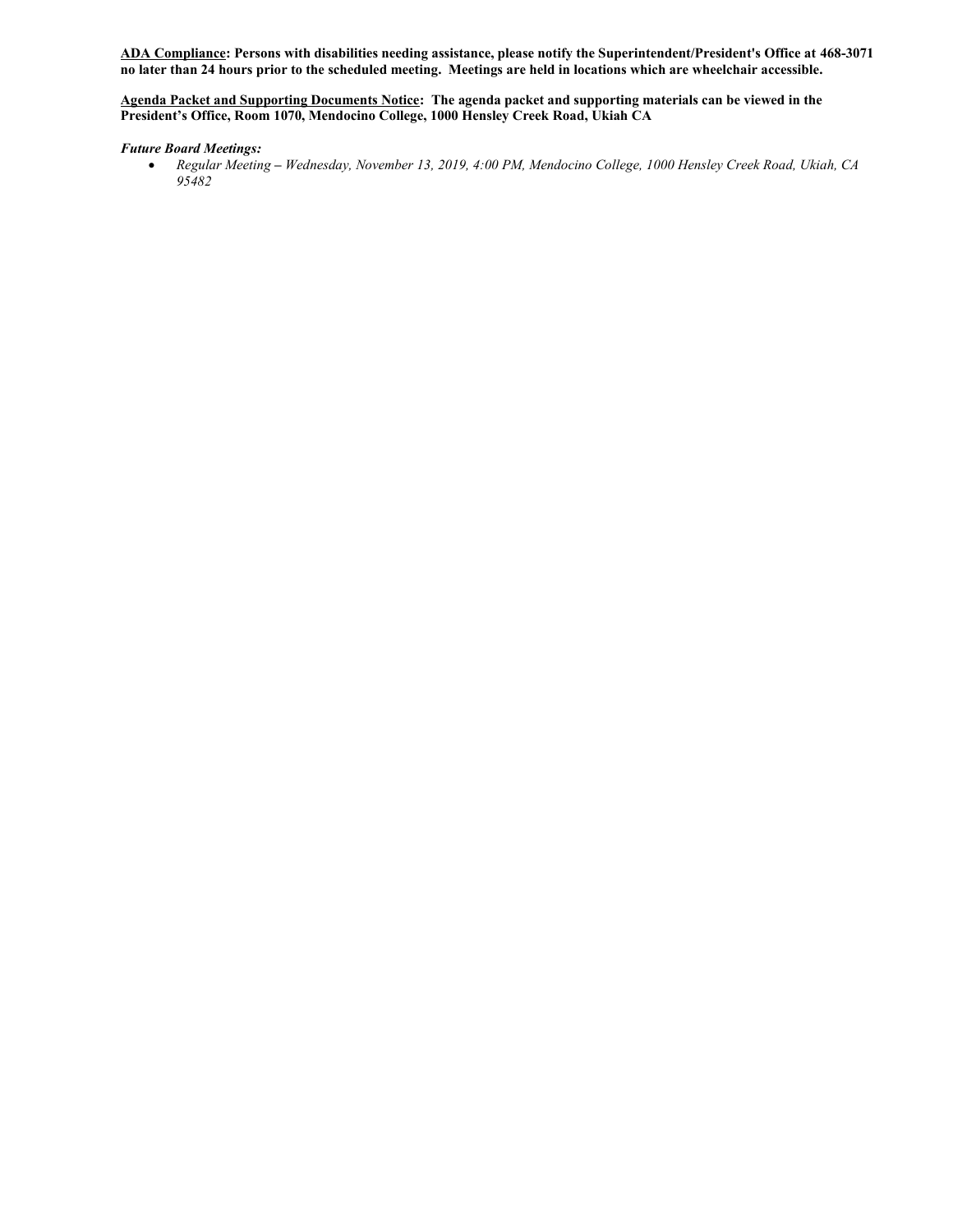**<u>ADA Compliance</u>: Persons with disabilities needing assistance, please notify the Superintendent/President's Office at 468-3071 no later than 24 hours prior to the scheduled meeting. Meetings are held in locations which are wheelchair accessible.**

**<u>Agenda Packet and Supporting Documents Notice</u>: The agenda packet and supporting materials can be viewed in the President's Office, Room 1070, Mendocino College, 1000 Hensley Creek Road, Ukiah CA**

***Future Board Meetings:***

- *Regular Meeting – Wednesday, November 13, 2019, 4:00 PM, Mendocino College, 1000 Hensley Creek Road, Ukiah, CA 95482*